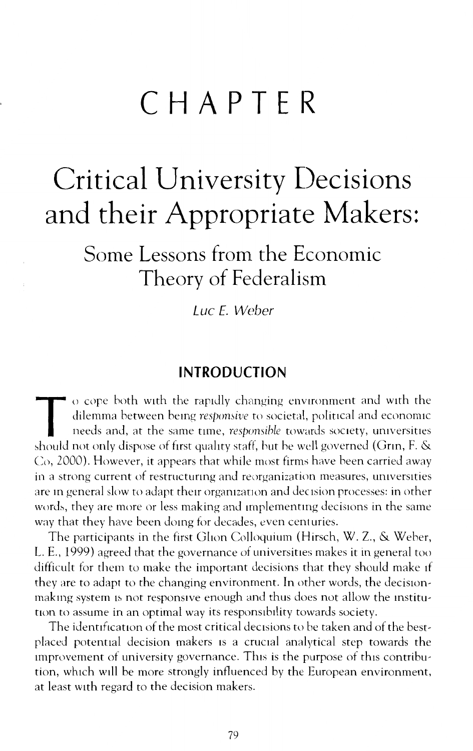# CHAPTER

# Critical University Decisions and their Appropriate Makers:

## Some Lessons from the Economic Theory of Federalism

*Luc E. Weber*

### INTRODUCTION

To cope both with the rapidly changing environment and with the dilemma between being *responsive* to societal, political and economic needs and, at the same time, *responsible* towards society, universities should not only dispose of first quality staff, but be well governed (Grin, F. & Co, 2000). However, it appears that while most firms have been carried away in a strong current of restructuring and reorganization measures, universities are in general slow to adapt their organization and decision processes: in other words, they are more or less making and implementing decisions in the same way that they have been doing for decades, even centuries.

The participants in the first Glion Colloquium (Hirsch, W. Z., & Weber, L. E., 1999) agreed that the governance of universities makes it in general too difficult for them to make the important decisions that they should make if they are to adapt to the changing environment. In other words, the decision-making system is not responsive enough and thus does not allow the institution to assume in an optimal way its responsibility towards society.

The identification of the most critical decisions to be taken and of the best-placed potential decision makers is a crucial analytical step towards the improvement of university governance. This is the purpose of this contribution, which will be more strongly influenced by the European environment, at least with regard to the decision makers.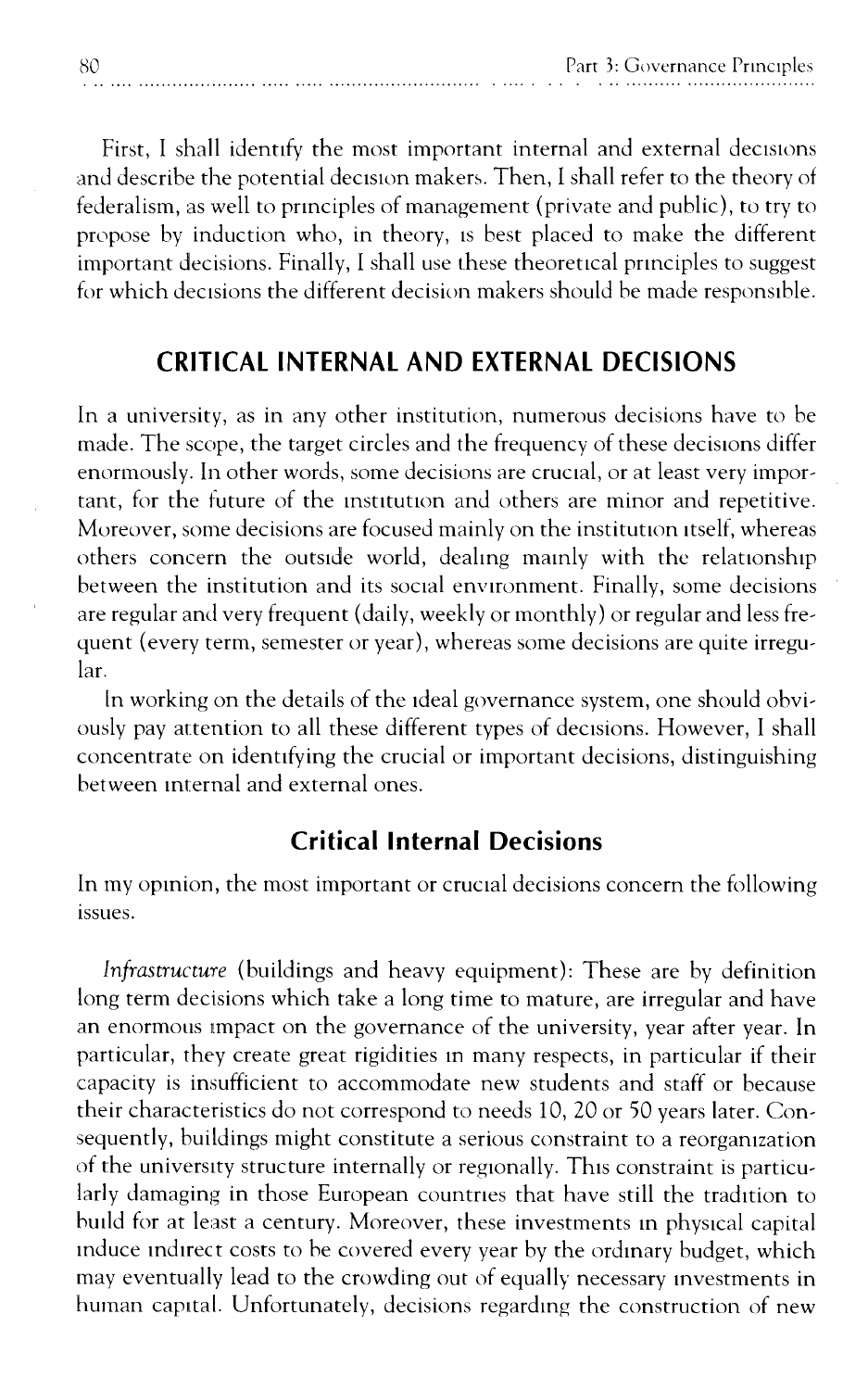First, I shall identify the most important internal and external decisions and describe the potential decision makers. Then, I shall refer to the theory of federalism, as well to principles of management (private and public), to try to propose by induction who, in theory, is best placed to make the different important decisions. Finally, I shall use these theoretical principles to suggest for which decisions the different decision makers should be made responsible.

## CRITICAL INTERNAL AND EXTERNAL DECISIONS

In a university, as in any other institution, numerous decisions have to be made. The scope, the target circles and the frequency of these decisions differ enormously. In other words, some decisions are crucial, or at least very important, for the future of the institution and others are minor and repetitive. Moreover, some decisions are focused mainly on the institution itself, whereas others concern the outside world, dealing mainly with the relationship between the institution and its social environment. Finally, some decisions are regular and very frequent (daily, weekly or monthly) or regular and less frequent (every term, semester or year), whereas some decisions are quite irregular.

In working on the details of the ideal governance system, one should obviously pay attention to all these different types of decisions. However, I shall concentrate on identifying the crucial or important decisions, distinguishing between internal and external ones.

### Critical Internal Decisions

In my opinion, the most important or crucial decisions concern the following issues.

*Infrastructure* (buildings and heavy equipment): These are by definition long term decisions which take a long time to mature, are irregular and have an enormous impact on the governance of the university, year after year. In particular, they create great rigidities in many respects, in particular if their capacity is insufficient to accommodate new students and staff or because their characteristics do not correspond to needs 10, 20 or 50 years later. Consequently, buildings might constitute a serious constraint to a reorganization of the university structure internally or regionally. This constraint is particularly damaging in those European countries that have still the tradition to build for at least a century. Moreover, these investments in physical capital induce indirect costs to be covered every year by the ordinary budget, which may eventually lead to the crowding out of equally necessary investments in human capital. Unfortunately, decisions regarding the construction of new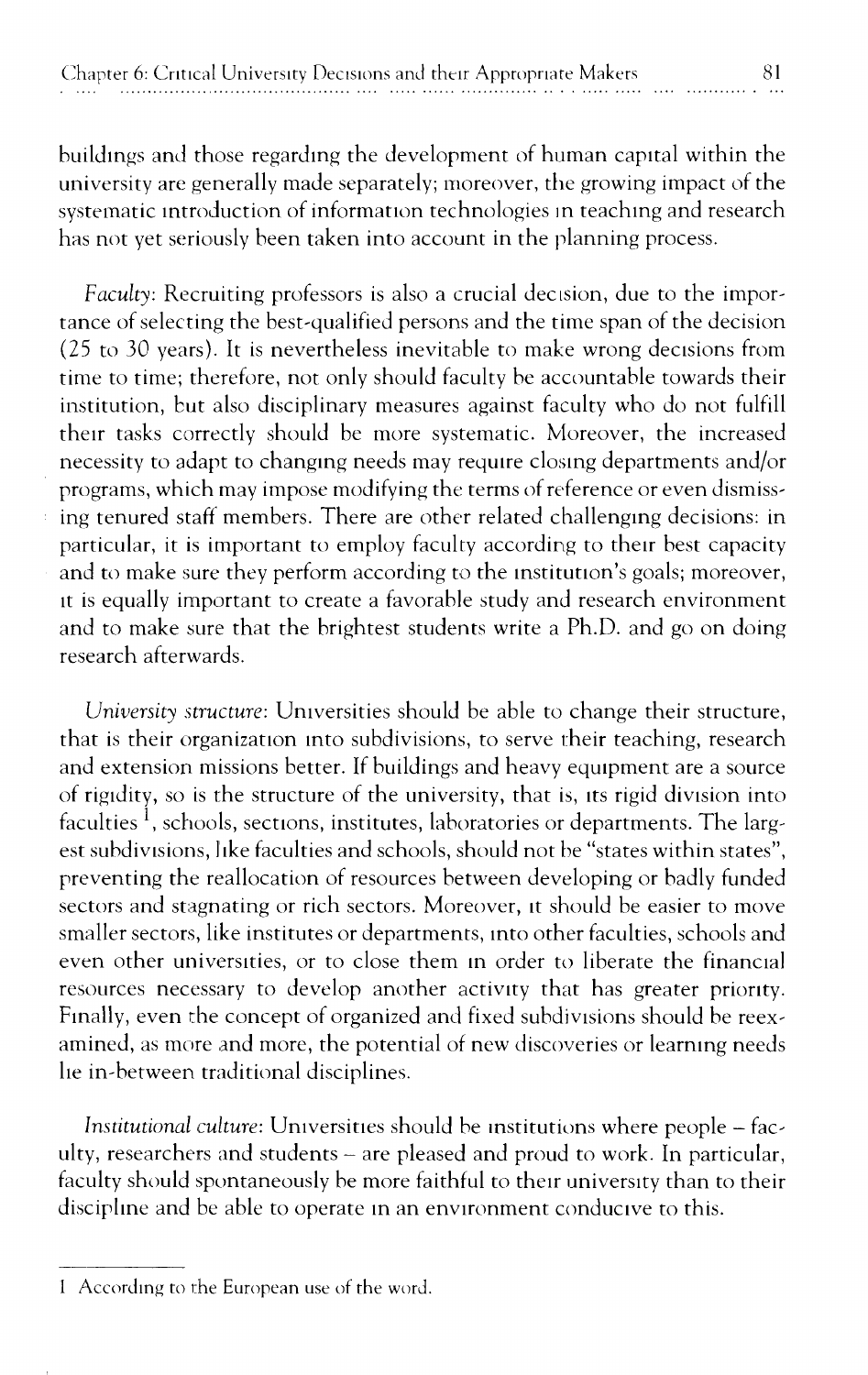buildings and those regarding the development of human capital within the university are generally made separately; moreover, the growing impact of the systematic introduction of information technologies in teaching and research has not yet seriously been taken into account in the planning process.

*Faculty*: Recruiting professors is also a crucial decision, due to the importance of selecting the best-qualified persons and the time span of the decision (25 to 30 years). It is nevertheless inevitable to make wrong decisions from time to time; therefore, not only should faculty be accountable towards their institution, but also disciplinary measures against faculty who do not fulfill their tasks correctly should be more systematic. Moreover, the increased necessity to adapt to changing needs may require closing departments and/or programs, which may impose modifying the terms of reference or even dismissing tenured staff members. There are other related challenging decisions: in particular, it is important to employ faculty according to their best capacity and to make sure they perform according to the institution's goals; moreover, it is equally important to create a favorable study and research environment and to make sure that the brightest students write a Ph.D. and go on doing research afterwards.

*University structure*: Universities should be able to change their structure, that is their organization into subdivisions, to serve their teaching, research and extension missions better. If buildings and heavy equipment are a source of rigidity, so is the structure of the university, that is, its rigid division into faculties [1], schools, sections, institutes, laboratories or departments. The largest subdivisions, like faculties and schools, should not be "states within states", preventing the reallocation of resources between developing or badly funded sectors and stagnating or rich sectors. Moreover, it should be easier to move smaller sectors, like institutes or departments, into other faculties, schools and even other universities, or to close them in order to liberate the financial resources necessary to develop another activity that has greater priority. Finally, even the concept of organized and fixed subdivisions should be reexamined, as more and more, the potential of new discoveries or learning needs lie in-between traditional disciplines.

*Institutional culture*: Universities should be institutions where people – faculty, researchers and students – are pleased and proud to work. In particular, faculty should spontaneously be more faithful to their university than to their discipline and be able to operate in an environment conducive to this.

---

1 According to the European use of the word.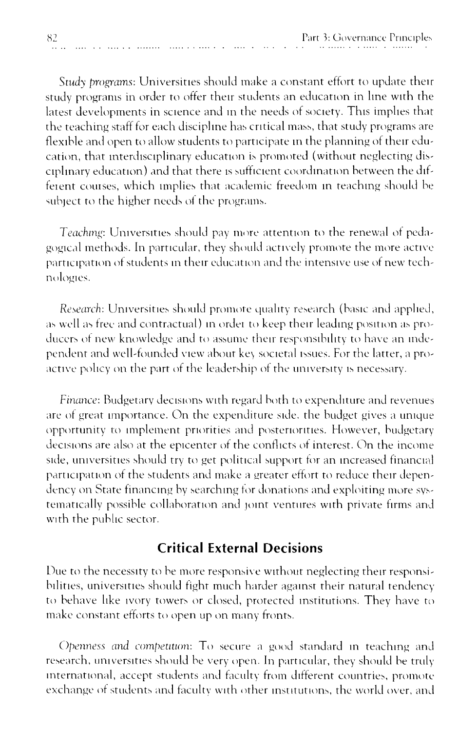*Study programs*: Universities should make a constant effort to update their study programs in order to offer their students an education in line with the latest developments in science and in the needs of society. This implies that the teaching staff for each discipline has critical mass, that study programs are flexible and open to allow students to participate in the planning of their education, that interdisciplinary education is promoted (without neglecting disciplinary education) and that there is sufficient coordination between the different courses, which implies that academic freedom in teaching should be subject to the higher needs of the programs.

*Teaching*: Universities should pay more attention to the renewal of pedagogical methods. In particular, they should actively promote the more active participation of students in their education and the intensive use of new technologies.

*Research*: Universities should promote quality research (basic and applied, as well as free and contractual) in order to keep their leading position as producers of new knowledge and to assume their responsibility to have an independent and well-founded view about key societal issues. For the latter, a proactive policy on the part of the leadership of the university is necessary.

*Finance*: Budgetary decisions with regard both to expenditure and revenues are of great importance. On the expenditure side, the budget gives a unique opportunity to implement priorities and posteriorities. However, budgetary decisions are also at the epicenter of the conflicts of interest. On the income side, universities should try to get political support for an increased financial participation of the students and make a greater effort to reduce their dependency on State financing by searching for donations and exploiting more systematically possible collaboration and joint ventures with private firms and with the public sector.

## Critical External Decisions

Due to the necessity to be more responsive without neglecting their responsibilities, universities should fight much harder against their natural tendency to behave like ivory towers or closed, protected institutions. They have to make constant efforts to open up on many fronts.

*Openness and competition*: To secure a good standard in teaching and research, universities should be very open. In particular, they should be truly international, accept students and faculty from different countries, promote exchange of students and faculty with other institutions, the world over, and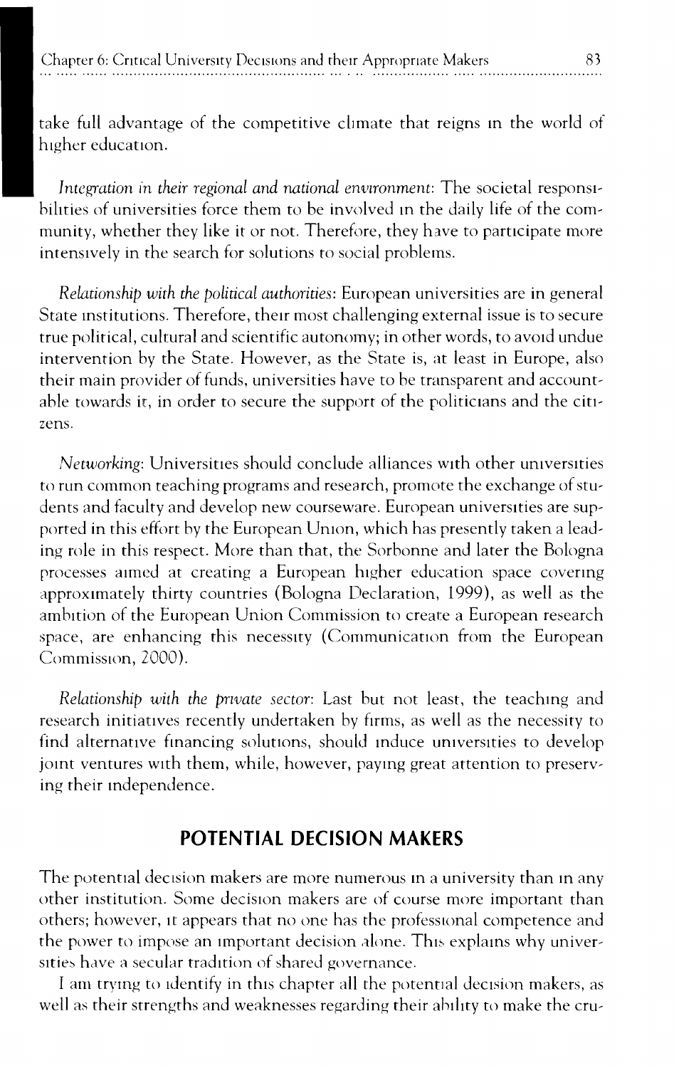take full advantage of the competitive climate that reigns in the world of higher education.

*Integration in their regional and national environment*: The societal responsibilities of universities force them to be involved in the daily life of the community, whether they like it or not. Therefore, they have to participate more intensively in the search for solutions to social problems.

*Relationship with the political authorities*: European universities are in general State institutions. Therefore, their most challenging external issue is to secure true political, cultural and scientific autonomy; in other words, to avoid undue intervention by the State. However, as the State is, at least in Europe, also their main provider of funds, universities have to be transparent and accountable towards it, in order to secure the support of the politicians and the citizens.

*Networking*: Universities should conclude alliances with other universities to run common teaching programs and research, promote the exchange of students and faculty and develop new courseware. European universities are supported in this effort by the European Union, which has presently taken a leading role in this respect. More than that, the Sorbonne and later the Bologna processes aimed at creating a European higher education space covering approximately thirty countries (Bologna Declaration, 1999), as well as the ambition of the European Union Commission to create a European research space, are enhancing this necessity (Communication from the European Commission, 2000).

*Relationship with the private sector*: Last but not least, the teaching and research initiatives recently undertaken by firms, as well as the necessity to find alternative financing solutions, should induce universities to develop joint ventures with them, while, however, paying great attention to preserving their independence.

## POTENTIAL DECISION MAKERS

The potential decision makers are more numerous in a university than in any other institution. Some decision makers are of course more important than others; however, it appears that no one has the professional competence and the power to impose an important decision alone. This explains why universities have a secular tradition of shared governance.

I am trying to identify in this chapter all the potential decision makers, as well as their strengths and weaknesses regarding their ability to make the cru-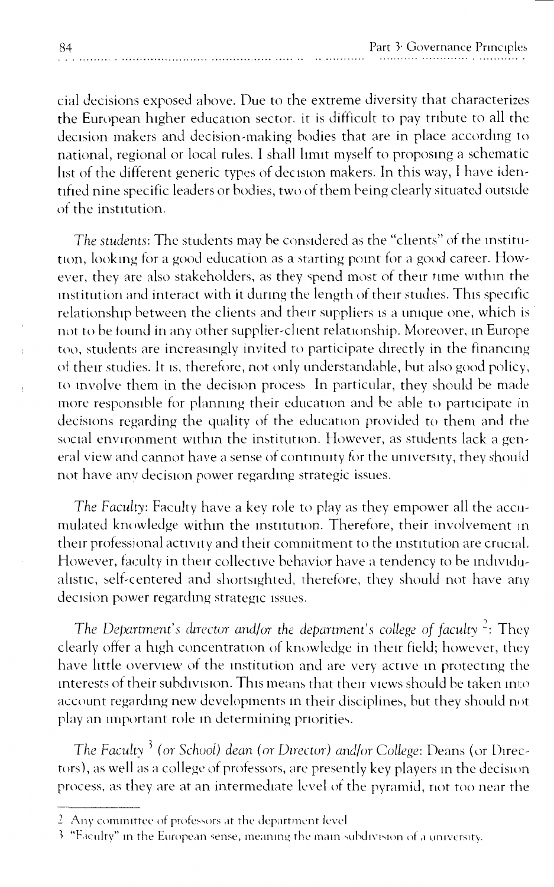cial decisions exposed above. Due to the extreme diversity that characterizes the European higher education sector, it is difficult to pay tribute to all the decision makers and decision-making bodies that are in place according to national, regional or local rules. I shall limit myself to proposing a schematic list of the different generic types of decision makers. In this way, I have identified nine specific leaders or bodies, two of them being clearly situated outside of the institution.

*The students*: The students may be considered as the "clients" of the institution, looking for a good education as a starting point for a good career. However, they are also stakeholders, as they spend most of their time within the institution and interact with it during the length of their studies. This specific relationship between the clients and their suppliers is a unique one, which is not to be found in any other supplier-client relationship. Moreover, in Europe too, students are increasingly invited to participate directly in the financing of their studies. It is, therefore, not only understandable, but also good policy, to involve them in the decision process In particular, they should be made more responsible for planning their education and be able to participate in decisions regarding the quality of the education provided to them and the social environment within the institution. However, as students lack a general view and cannot have a sense of continuity for the university, they should not have any decision power regarding strategic issues.

*The Faculty*: Faculty have a key role to play as they empower all the accumulated knowledge within the institution. Therefore, their involvement in their professional activity and their commitment to the institution are crucial. However, faculty in their collective behavior have a tendency to be individualistic, self-centered and shortsighted, therefore, they should not have any decision power regarding strategic issues.

*The Department's director and/or the department's college of faculty* [2]: They clearly offer a high concentration of knowledge in their field; however, they have little overview of the institution and are very active in protecting the interests of their subdivision. This means that their views should be taken into account regarding new developments in their disciplines, but they should not play an important role in determining priorities.

*The Faculty* [3] *(or School) dean (or Director) and/or College*: Deans (or Directors), as well as a college of professors, are presently key players in the decision process, as they are at an intermediate level of the pyramid, not too near the

---

2 Any committee of professors at the department level

3 "Faculty" in the European sense, meaning the main subdivision of a university.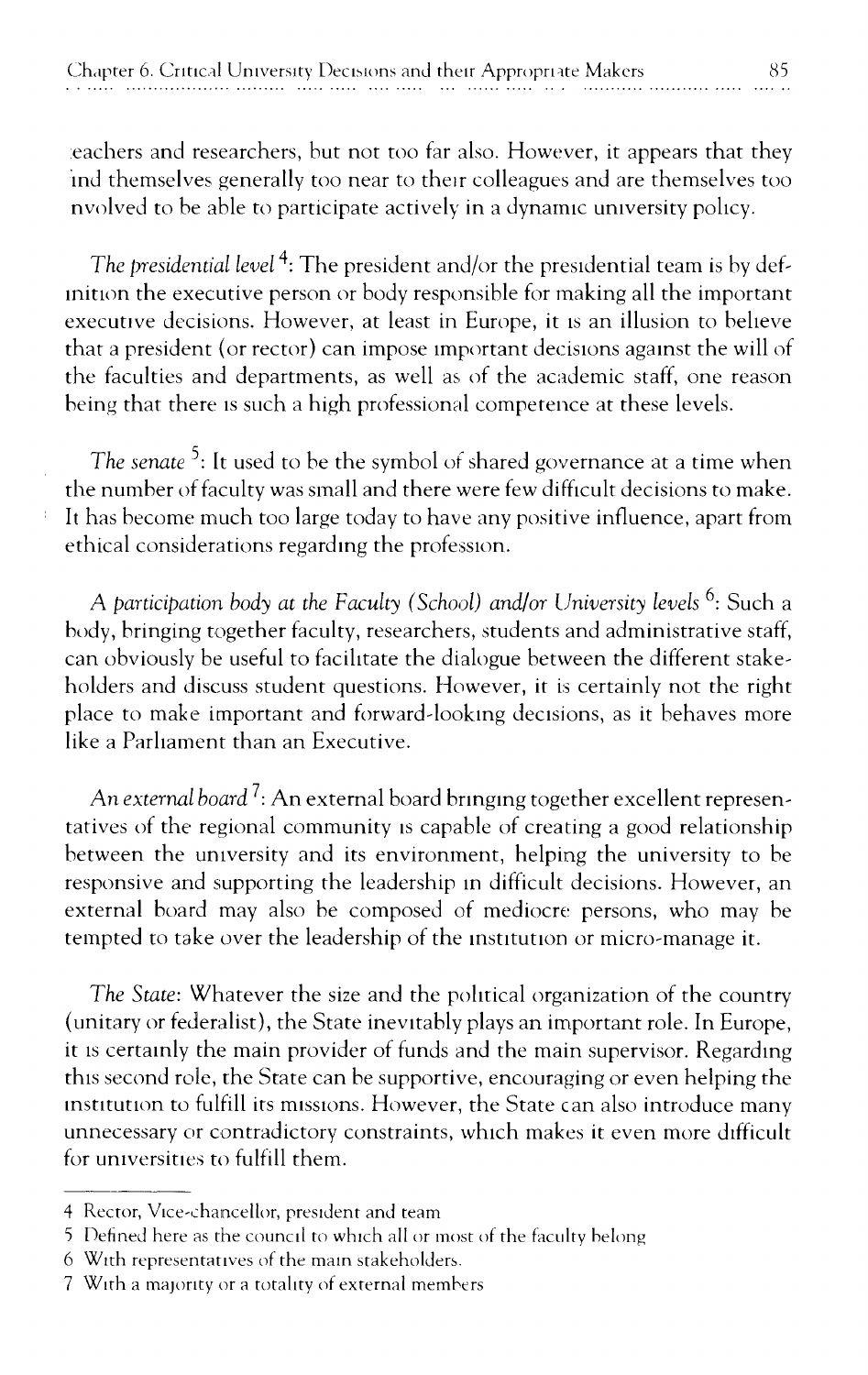eachers and researchers, but not too far also. However, it appears that they ind themselves generally too near to their colleagues and are themselves too nvolved to be able to participate actively in a dynamic university policy.

*The presidential level*[4]: The president and/or the presidential team is by definition the executive person or body responsible for making all the important executive decisions. However, at least in Europe, it is an illusion to believe that a president (or rector) can impose important decisions against the will of the faculties and departments, as well as of the academic staff, one reason being that there is such a high professional competence at these levels.

*The senate*[5]: It used to be the symbol of shared governance at a time when the number of faculty was small and there were few difficult decisions to make. It has become much too large today to have any positive influence, apart from ethical considerations regarding the profession.

*A participation body at the Faculty (School) and/or University levels*[6]: Such a body, bringing together faculty, researchers, students and administrative staff, can obviously be useful to facilitate the dialogue between the different stakeholders and discuss student questions. However, it is certainly not the right place to make important and forward-looking decisions, as it behaves more like a Parliament than an Executive.

*An external board*[7]: An external board bringing together excellent representatives of the regional community is capable of creating a good relationship between the university and its environment, helping the university to be responsive and supporting the leadership in difficult decisions. However, an external board may also be composed of mediocre persons, who may be tempted to take over the leadership of the institution or micro-manage it.

*The State*: Whatever the size and the political organization of the country (unitary or federalist), the State inevitably plays an important role. In Europe, it is certainly the main provider of funds and the main supervisor. Regarding this second role, the State can be supportive, encouraging or even helping the institution to fulfill its missions. However, the State can also introduce many unnecessary or contradictory constraints, which makes it even more difficult for universities to fulfill them.

---

4 Rector, Vice-chancellor, president and team

5 Defined here as the council to which all or most of the faculty belong

6 With representatives of the main stakeholders.

7 With a majority or a totality of external members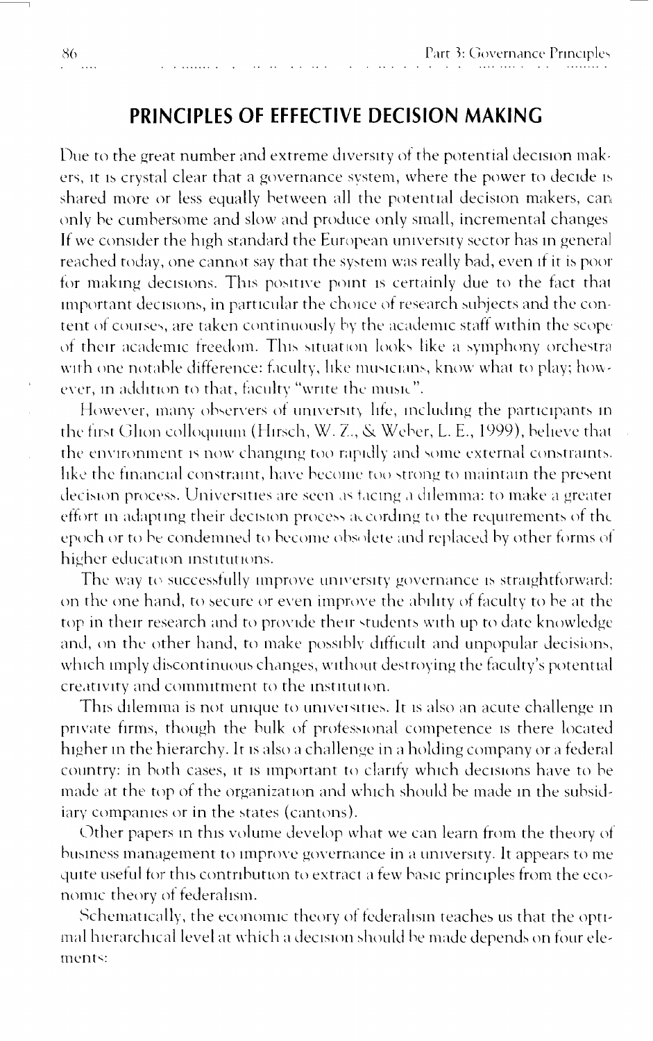## PRINCIPLES OF EFFECTIVE DECISION MAKING

Due to the great number and extreme diversity of the potential decision makers, it is crystal clear that a governance system, where the power to decide is shared more or less equally between all the potential decision makers, can only be cumbersome and slow and produce only small, incremental changes. If we consider the high standard the European university sector has in general reached today, one cannot say that the system was really bad, even if it is poor for making decisions. This positive point is certainly due to the fact that important decisions, in particular the choice of research subjects and the content of courses, are taken continuously by the academic staff within the scope of their academic freedom. This situation looks like a symphony orchestra with one notable difference: faculty, like musicians, know what to play; however, in addition to that, faculty "write the music".

However, many observers of university life, including the participants in the first Glion colloquium (Hirsch, W. Z., & Weber, L. E., 1999), believe that the environment is now changing too rapidly and some external constraints, like the financial constraint, have become too strong to maintain the present decision process. Universities are seen as facing a dilemma: to make a greater effort in adapting their decision process according to the requirements of the epoch or to be condemned to become obsolete and replaced by other forms of higher education institutions.

The way to successfully improve university governance is straightforward: on the one hand, to secure or even improve the ability of faculty to be at the top in their research and to provide their students with up to date knowledge and, on the other hand, to make possibly difficult and unpopular decisions, which imply discontinuous changes, without destroying the faculty's potential creativity and commitment to the institution.

This dilemma is not unique to universities. It is also an acute challenge in private firms, though the bulk of professional competence is there located higher in the hierarchy. It is also a challenge in a holding company or a federal country: in both cases, it is important to clarify which decisions have to be made at the top of the organization and which should be made in the subsidiary companies or in the states (cantons).

Other papers in this volume develop what we can learn from the theory of business management to improve governance in a university. It appears to me quite useful for this contribution to extract a few basic principles from the economic theory of federalism.

Schematically, the economic theory of federalism teaches us that the optimal hierarchical level at which a decision should be made depends on four elements: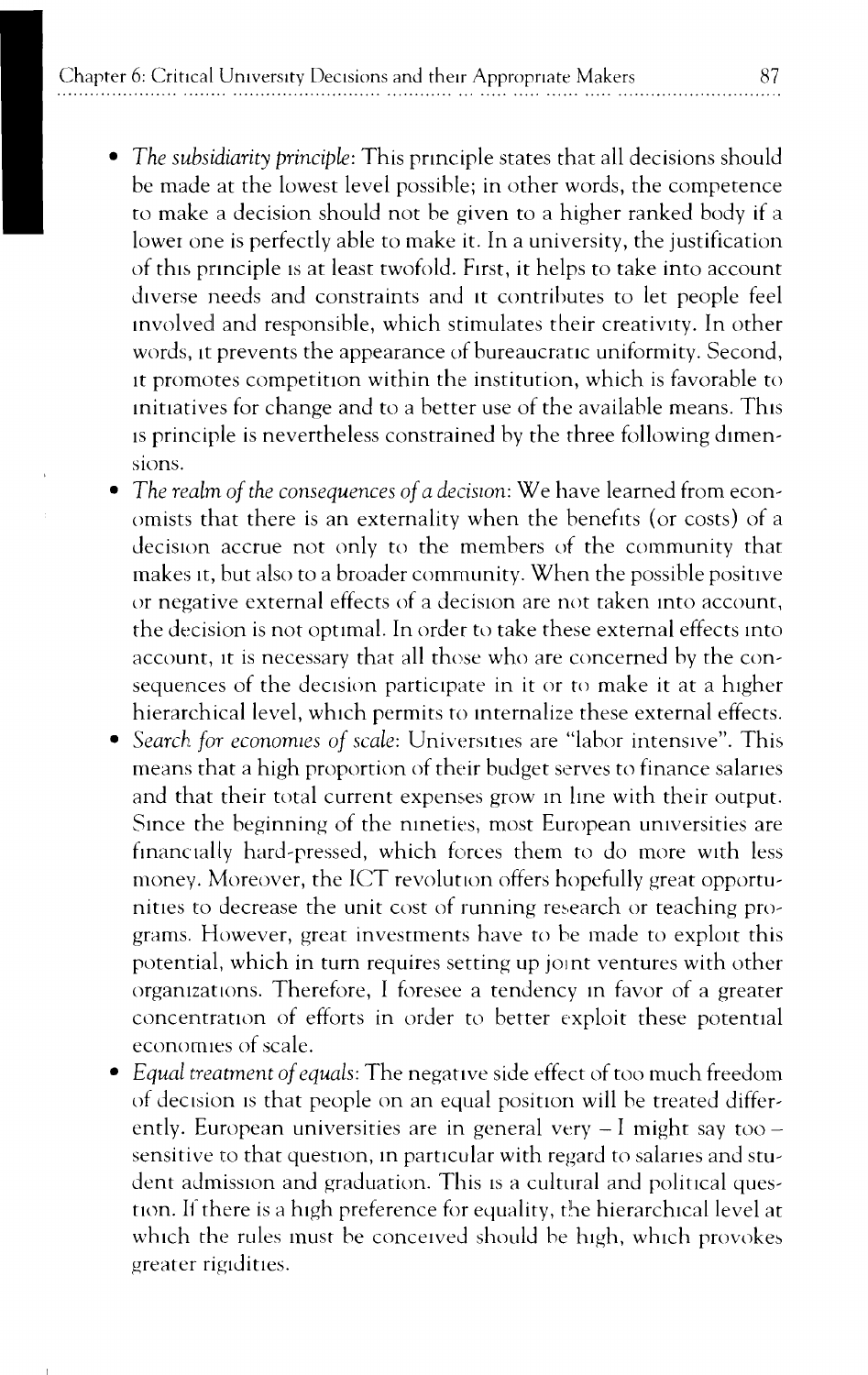- *The subsidiarity principle*: This principle states that all decisions should be made at the lowest level possible; in other words, the competence to make a decision should not be given to a higher ranked body if a lower one is perfectly able to make it. In a university, the justification of this principle is at least twofold. First, it helps to take into account diverse needs and constraints and it contributes to let people feel involved and responsible, which stimulates their creativity. In other words, it prevents the appearance of bureaucratic uniformity. Second, it promotes competition within the institution, which is favorable to initiatives for change and to a better use of the available means. This is principle is nevertheless constrained by the three following dimensions.
- *The realm of the consequences of a decision*: We have learned from economists that there is an externality when the benefits (or costs) of a decision accrue not only to the members of the community that makes it, but also to a broader community. When the possible positive or negative external effects of a decision are not taken into account, the decision is not optimal. In order to take these external effects into account, it is necessary that all those who are concerned by the consequences of the decision participate in it or to make it at a higher hierarchical level, which permits to internalize these external effects.
- *Search for economies of scale*: Universities are "labor intensive". This means that a high proportion of their budget serves to finance salaries and that their total current expenses grow in line with their output. Since the beginning of the nineties, most European universities are financially hard-pressed, which forces them to do more with less money. Moreover, the ICT revolution offers hopefully great opportunities to decrease the unit cost of running research or teaching programs. However, great investments have to be made to exploit this potential, which in turn requires setting up joint ventures with other organizations. Therefore, I foresee a tendency in favor of a greater concentration of efforts in order to better exploit these potential economies of scale.
- *Equal treatment of equals*: The negative side effect of too much freedom of decision is that people on an equal position will be treated differently. European universities are in general very – I might say too – sensitive to that question, in particular with regard to salaries and student admission and graduation. This is a cultural and political question. If there is a high preference for equality, the hierarchical level at which the rules must be conceived should be high, which provokes greater rigidities.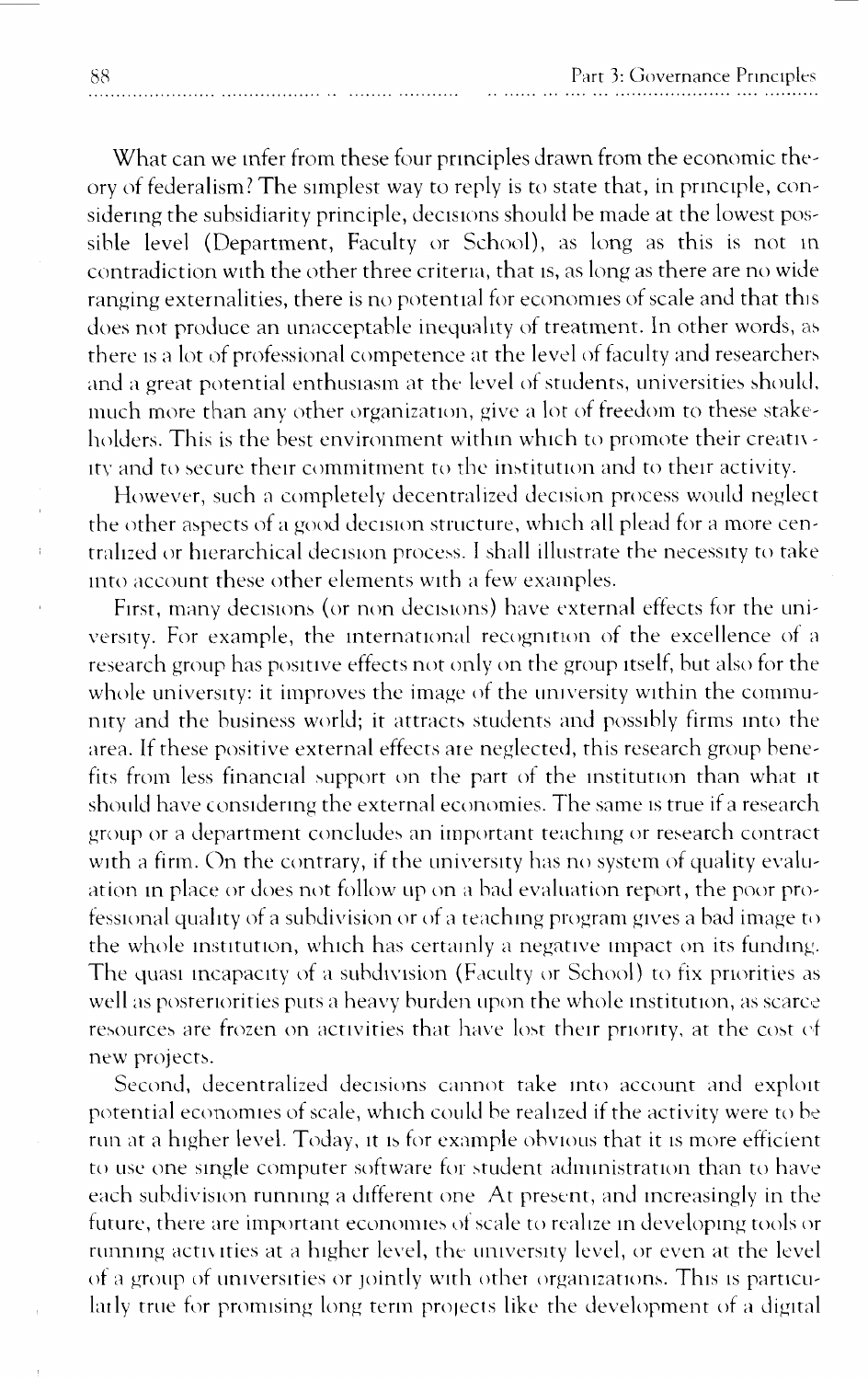What can we infer from these four principles drawn from the economic theory of federalism? The simplest way to reply is to state that, in principle, considering the subsidiarity principle, decisions should be made at the lowest possible level (Department, Faculty or School), as long as this is not in contradiction with the other three criteria, that is, as long as there are no wide ranging externalities, there is no potential for economies of scale and that this does not produce an unacceptable inequality of treatment. In other words, as there is a lot of professional competence at the level of faculty and researchers and a great potential enthusiasm at the level of students, universities should, much more than any other organization, give a lot of freedom to these stakeholders. This is the best environment within which to promote their creativity and to secure their commitment to the institution and to their activity.

However, such a completely decentralized decision process would neglect the other aspects of a good decision structure, which all plead for a more centralized or hierarchical decision process. I shall illustrate the necessity to take into account these other elements with a few examples.

First, many decisions (or non decisions) have external effects for the university. For example, the international recognition of the excellence of a research group has positive effects not only on the group itself, but also for the whole university: it improves the image of the university within the community and the business world; it attracts students and possibly firms into the area. If these positive external effects are neglected, this research group benefits from less financial support on the part of the institution than what it should have considering the external economies. The same is true if a research group or a department concludes an important teaching or research contract with a firm. On the contrary, if the university has no system of quality evaluation in place or does not follow up on a bad evaluation report, the poor professional quality of a subdivision or of a teaching program gives a bad image to the whole institution, which has certainly a negative impact on its funding. The quasi incapacity of a subdivision (Faculty or School) to fix priorities as well as posteriorities puts a heavy burden upon the whole institution, as scarce resources are frozen on activities that have lost their priority, at the cost of new projects.

Second, decentralized decisions cannot take into account and exploit potential economies of scale, which could be realized if the activity were to be run at a higher level. Today, it is for example obvious that it is more efficient to use one single computer software for student administration than to have each subdivision running a different one At present, and increasingly in the future, there are important economies of scale to realize in developing tools or running activities at a higher level, the university level, or even at the level of a group of universities or jointly with other organizations. This is particularly true for promising long term projects like the development of a digital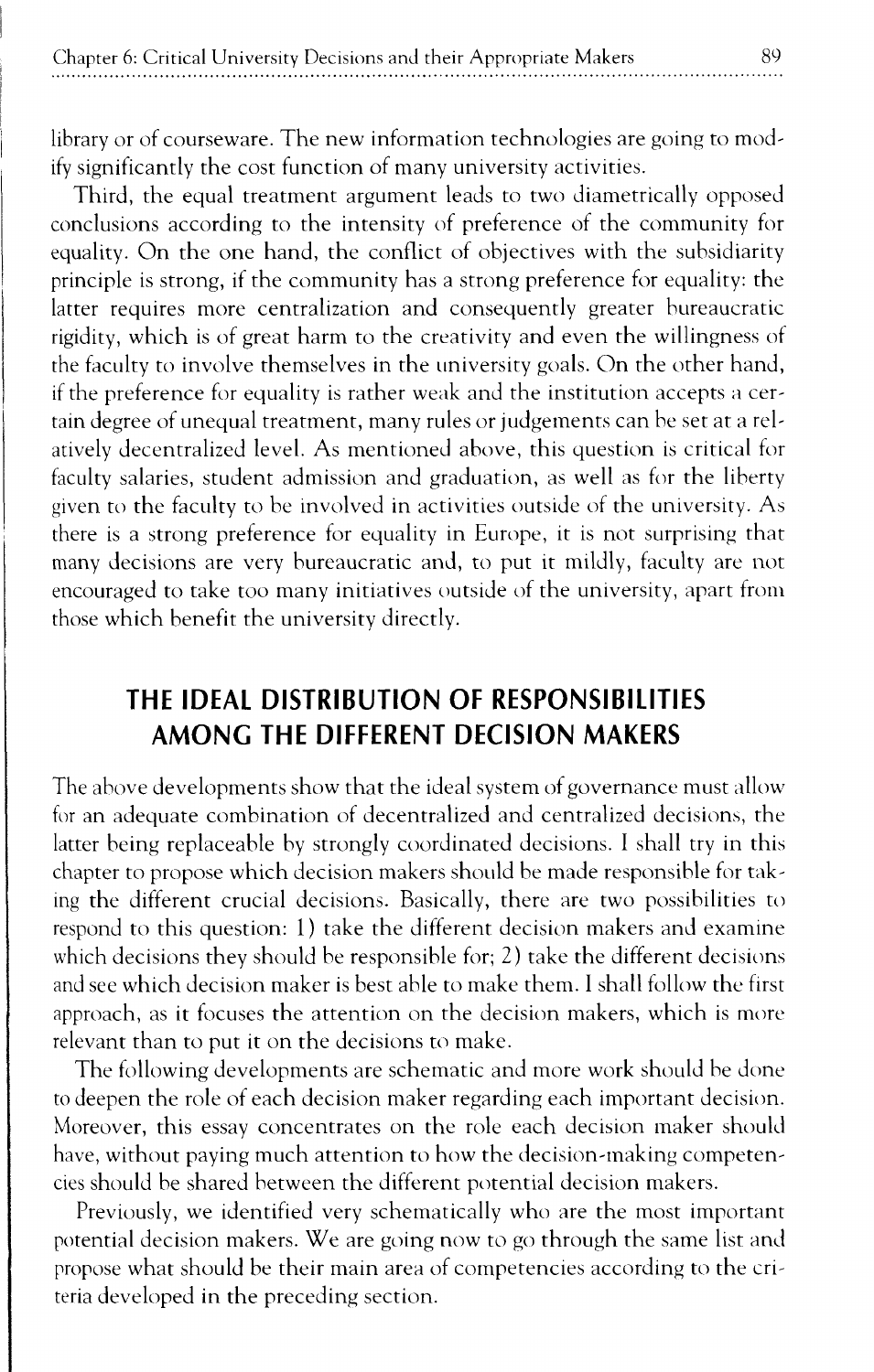library or of courseware. The new information technologies are going to modify significantly the cost function of many university activities.

Third, the equal treatment argument leads to two diametrically opposed conclusions according to the intensity of preference of the community for equality. On the one hand, the conflict of objectives with the subsidiarity principle is strong, if the community has a strong preference for equality: the latter requires more centralization and consequently greater bureaucratic rigidity, which is of great harm to the creativity and even the willingness of the faculty to involve themselves in the university goals. On the other hand, if the preference for equality is rather weak and the institution accepts a certain degree of unequal treatment, many rules or judgements can be set at a relatively decentralized level. As mentioned above, this question is critical for faculty salaries, student admission and graduation, as well as for the liberty given to the faculty to be involved in activities outside of the university. As there is a strong preference for equality in Europe, it is not surprising that many decisions are very bureaucratic and, to put it mildly, faculty are not encouraged to take too many initiatives outside of the university, apart from those which benefit the university directly.

## THE IDEAL DISTRIBUTION OF RESPONSIBILITIES AMONG THE DIFFERENT DECISION MAKERS

The above developments show that the ideal system of governance must allow for an adequate combination of decentralized and centralized decisions, the latter being replaceable by strongly coordinated decisions. I shall try in this chapter to propose which decision makers should be made responsible for taking the different crucial decisions. Basically, there are two possibilities to respond to this question: 1) take the different decision makers and examine which decisions they should be responsible for; 2) take the different decisions and see which decision maker is best able to make them. I shall follow the first approach, as it focuses the attention on the decision makers, which is more relevant than to put it on the decisions to make.

The following developments are schematic and more work should be done to deepen the role of each decision maker regarding each important decision. Moreover, this essay concentrates on the role each decision maker should have, without paying much attention to how the decision-making competencies should be shared between the different potential decision makers.

Previously, we identified very schematically who are the most important potential decision makers. We are going now to go through the same list and propose what should be their main area of competencies according to the criteria developed in the preceding section.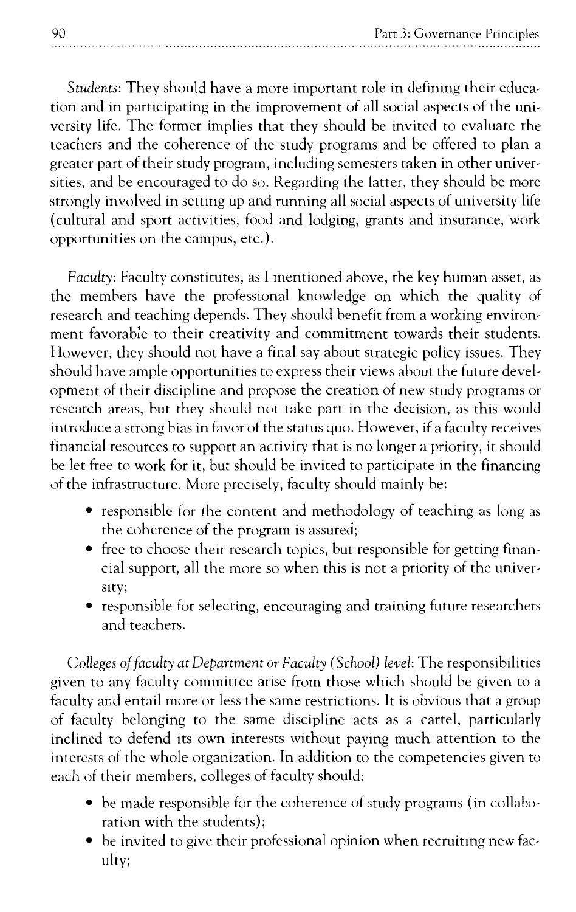*Students*: They should have a more important role in defining their education and in participating in the improvement of all social aspects of the university life. The former implies that they should be invited to evaluate the teachers and the coherence of the study programs and be offered to plan a greater part of their study program, including semesters taken in other universities, and be encouraged to do so. Regarding the latter, they should be more strongly involved in setting up and running all social aspects of university life (cultural and sport activities, food and lodging, grants and insurance, work opportunities on the campus, etc.).

*Faculty*: Faculty constitutes, as I mentioned above, the key human asset, as the members have the professional knowledge on which the quality of research and teaching depends. They should benefit from a working environment favorable to their creativity and commitment towards their students. However, they should not have a final say about strategic policy issues. They should have ample opportunities to express their views about the future development of their discipline and propose the creation of new study programs or research areas, but they should not take part in the decision, as this would introduce a strong bias in favor of the status quo. However, if a faculty receives financial resources to support an activity that is no longer a priority, it should be let free to work for it, but should be invited to participate in the financing of the infrastructure. More precisely, faculty should mainly be:

- responsible for the content and methodology of teaching as long as the coherence of the program is assured;
- free to choose their research topics, but responsible for getting financial support, all the more so when this is not a priority of the university;
- responsible for selecting, encouraging and training future researchers and teachers.

*Colleges of faculty at Department or Faculty (School) level*: The responsibilities given to any faculty committee arise from those which should be given to a faculty and entail more or less the same restrictions. It is obvious that a group of faculty belonging to the same discipline acts as a cartel, particularly inclined to defend its own interests without paying much attention to the interests of the whole organization. In addition to the competencies given to each of their members, colleges of faculty should:

- be made responsible for the coherence of study programs (in collaboration with the students);
- be invited to give their professional opinion when recruiting new faculty;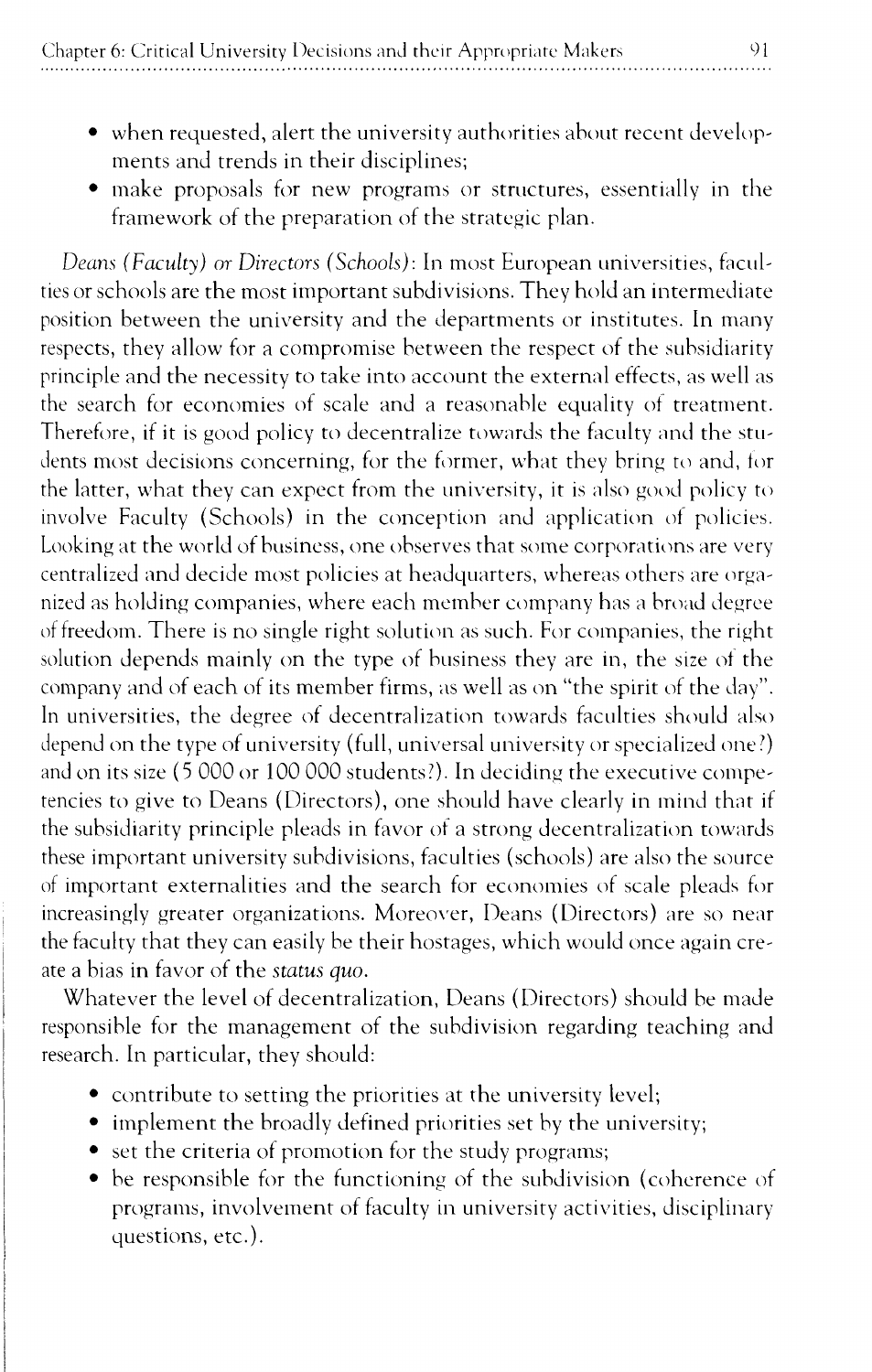- when requested, alert the university authorities about recent developments and trends in their disciplines;
- make proposals for new programs or structures, essentially in the framework of the preparation of the strategic plan.

*Deans (Faculty) or Directors (Schools)*: In most European universities, faculties or schools are the most important subdivisions. They hold an intermediate position between the university and the departments or institutes. In many respects, they allow for a compromise between the respect of the subsidiarity principle and the necessity to take into account the external effects, as well as the search for economies of scale and a reasonable equality of treatment. Therefore, if it is good policy to decentralize towards the faculty and the students most decisions concerning, for the former, what they bring to and, for the latter, what they can expect from the university, it is also good policy to involve Faculty (Schools) in the conception and application of policies. Looking at the world of business, one observes that some corporations are very centralized and decide most policies at headquarters, whereas others are organized as holding companies, where each member company has a broad degree of freedom. There is no single right solution as such. For companies, the right solution depends mainly on the type of business they are in, the size of the company and of each of its member firms, as well as on "the spirit of the day". In universities, the degree of decentralization towards faculties should also depend on the type of university (full, universal university or specialized one?) and on its size (5 000 or 100 000 students?). In deciding the executive competencies to give to Deans (Directors), one should have clearly in mind that if the subsidiarity principle pleads in favor of a strong decentralization towards these important university subdivisions, faculties (schools) are also the source of important externalities and the search for economies of scale pleads for increasingly greater organizations. Moreover, Deans (Directors) are so near the faculty that they can easily be their hostages, which would once again create a bias in favor of the *status quo*.

Whatever the level of decentralization, Deans (Directors) should be made responsible for the management of the subdivision regarding teaching and research. In particular, they should:

- contribute to setting the priorities at the university level;
- implement the broadly defined priorities set by the university;
- set the criteria of promotion for the study programs;
- be responsible for the functioning of the subdivision (coherence of programs, involvement of faculty in university activities, disciplinary questions, etc.).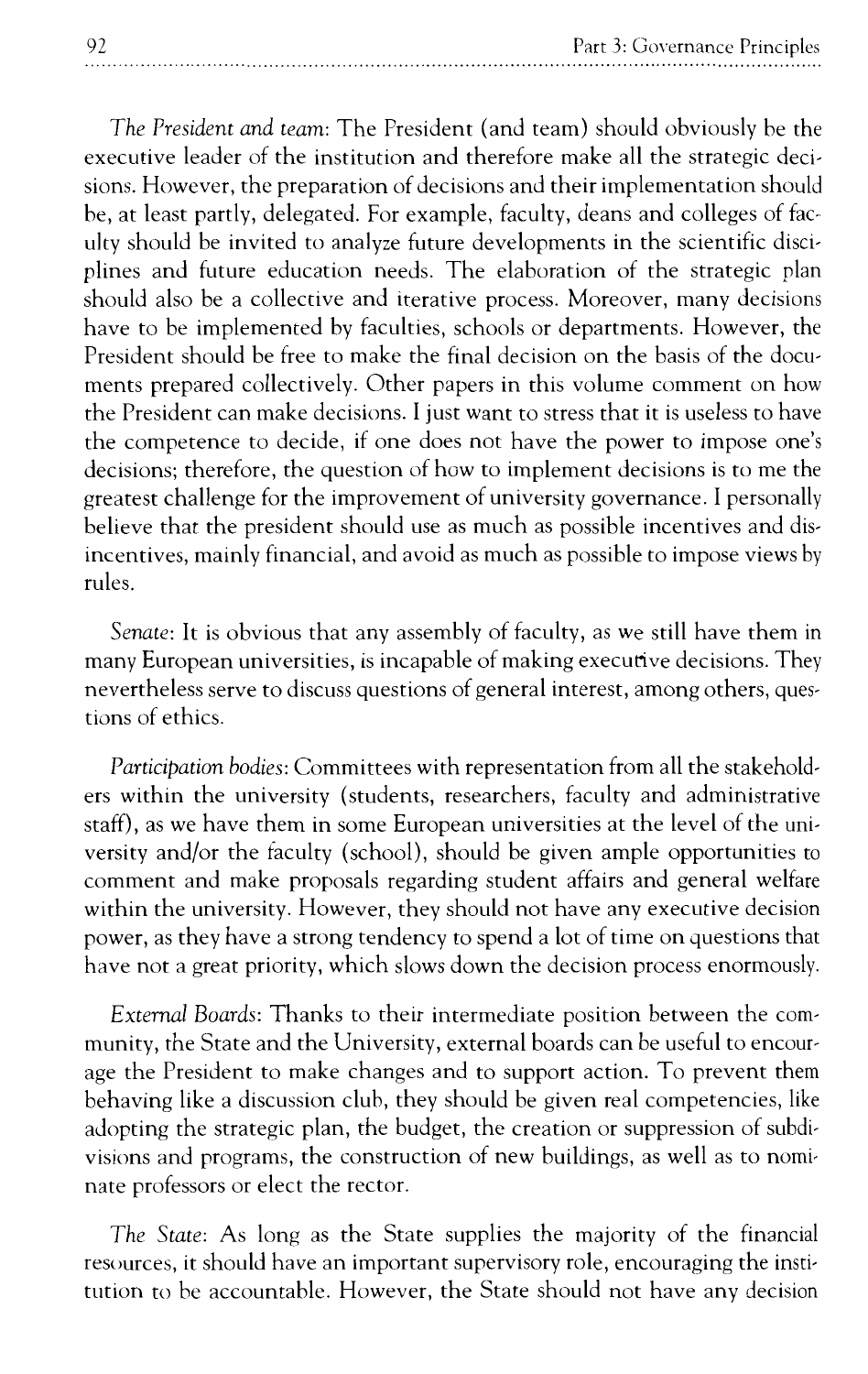*The President and team*: The President (and team) should obviously be the executive leader of the institution and therefore make all the strategic decisions. However, the preparation of decisions and their implementation should be, at least partly, delegated. For example, faculty, deans and colleges of faculty should be invited to analyze future developments in the scientific disciplines and future education needs. The elaboration of the strategic plan should also be a collective and iterative process. Moreover, many decisions have to be implemented by faculties, schools or departments. However, the President should be free to make the final decision on the basis of the documents prepared collectively. Other papers in this volume comment on how the President can make decisions. I just want to stress that it is useless to have the competence to decide, if one does not have the power to impose one's decisions; therefore, the question of how to implement decisions is to me the greatest challenge for the improvement of university governance. I personally believe that the president should use as much as possible incentives and disincentives, mainly financial, and avoid as much as possible to impose views by rules.

*Senate*: It is obvious that any assembly of faculty, as we still have them in many European universities, is incapable of making executive decisions. They nevertheless serve to discuss questions of general interest, among others, questions of ethics.

*Participation bodies*: Committees with representation from all the stakeholders within the university (students, researchers, faculty and administrative staff), as we have them in some European universities at the level of the university and/or the faculty (school), should be given ample opportunities to comment and make proposals regarding student affairs and general welfare within the university. However, they should not have any executive decision power, as they have a strong tendency to spend a lot of time on questions that have not a great priority, which slows down the decision process enormously.

*External Boards*: Thanks to their intermediate position between the community, the State and the University, external boards can be useful to encourage the President to make changes and to support action. To prevent them behaving like a discussion club, they should be given real competencies, like adopting the strategic plan, the budget, the creation or suppression of subdivisions and programs, the construction of new buildings, as well as to nominate professors or elect the rector.

*The State*: As long as the State supplies the majority of the financial resources, it should have an important supervisory role, encouraging the institution to be accountable. However, the State should not have any decision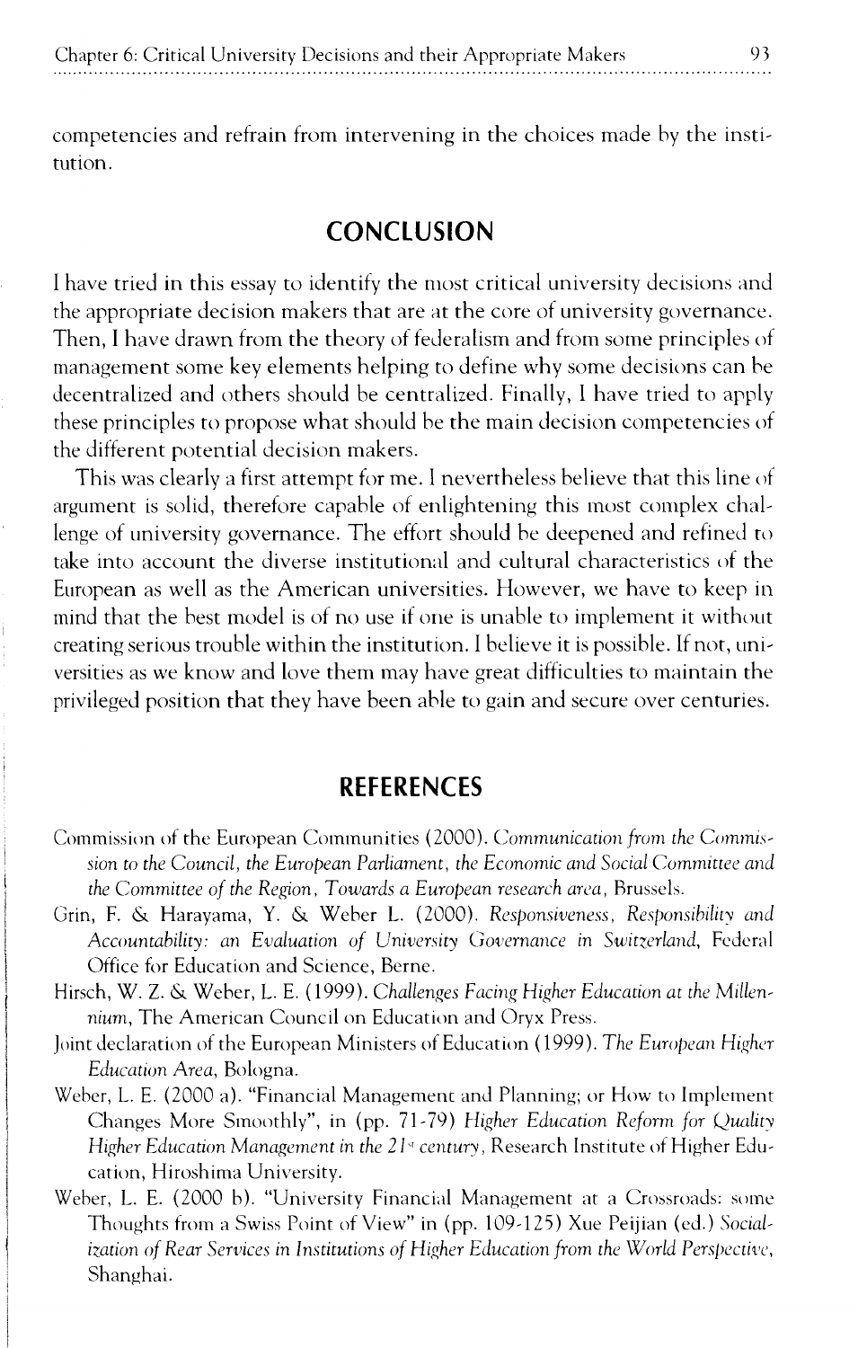competencies and refrain from intervening in the choices made by the institution.

## CONCLUSION

I have tried in this essay to identify the most critical university decisions and the appropriate decision makers that are at the core of university governance. Then, I have drawn from the theory of federalism and from some principles of management some key elements helping to define why some decisions can be decentralized and others should be centralized. Finally, I have tried to apply these principles to propose what should be the main decision competencies of the different potential decision makers.

This was clearly a first attempt for me. I nevertheless believe that this line of argument is solid, therefore capable of enlightening this most complex challenge of university governance. The effort should be deepened and refined to take into account the diverse institutional and cultural characteristics of the European as well as the American universities. However, we have to keep in mind that the best model is of no use if one is unable to implement it without creating serious trouble within the institution. I believe it is possible. If not, universities as we know and love them may have great difficulties to maintain the privileged position that they have been able to gain and secure over centuries.

## REFERENCES

Commission of the European Communities (2000). *Communication from the Commission to the Council, the European Parliament, the Economic and Social Committee and the Committee of the Region, Towards a European research area*, Brussels.

Grin, F. & Harayama, Y. & Weber L. (2000). *Responsiveness, Responsibility and Accountability: an Evaluation of University Governance in Switzerland*, Federal Office for Education and Science, Berne.

Hirsch, W. Z. & Weber, L. E. (1999). *Challenges Facing Higher Education at the Millennium*, The American Council on Education and Oryx Press.

Joint declaration of the European Ministers of Education (1999). *The European Higher Education Area*, Bologna.

Weber, L. E. (2000 a). "Financial Management and Planning; or How to Implement Changes More Smoothly", in (pp. 71-79) *Higher Education Reform for Quality Higher Education Management in the 21st century*, Research Institute of Higher Education, Hiroshima University.

Weber, L. E. (2000 b). "University Financial Management at a Crossroads: some Thoughts from a Swiss Point of View" in (pp. 109-125) Xue Peijian (ed.) *Socialization of Rear Services in Institutions of Higher Education from the World Perspective*, Shanghai.